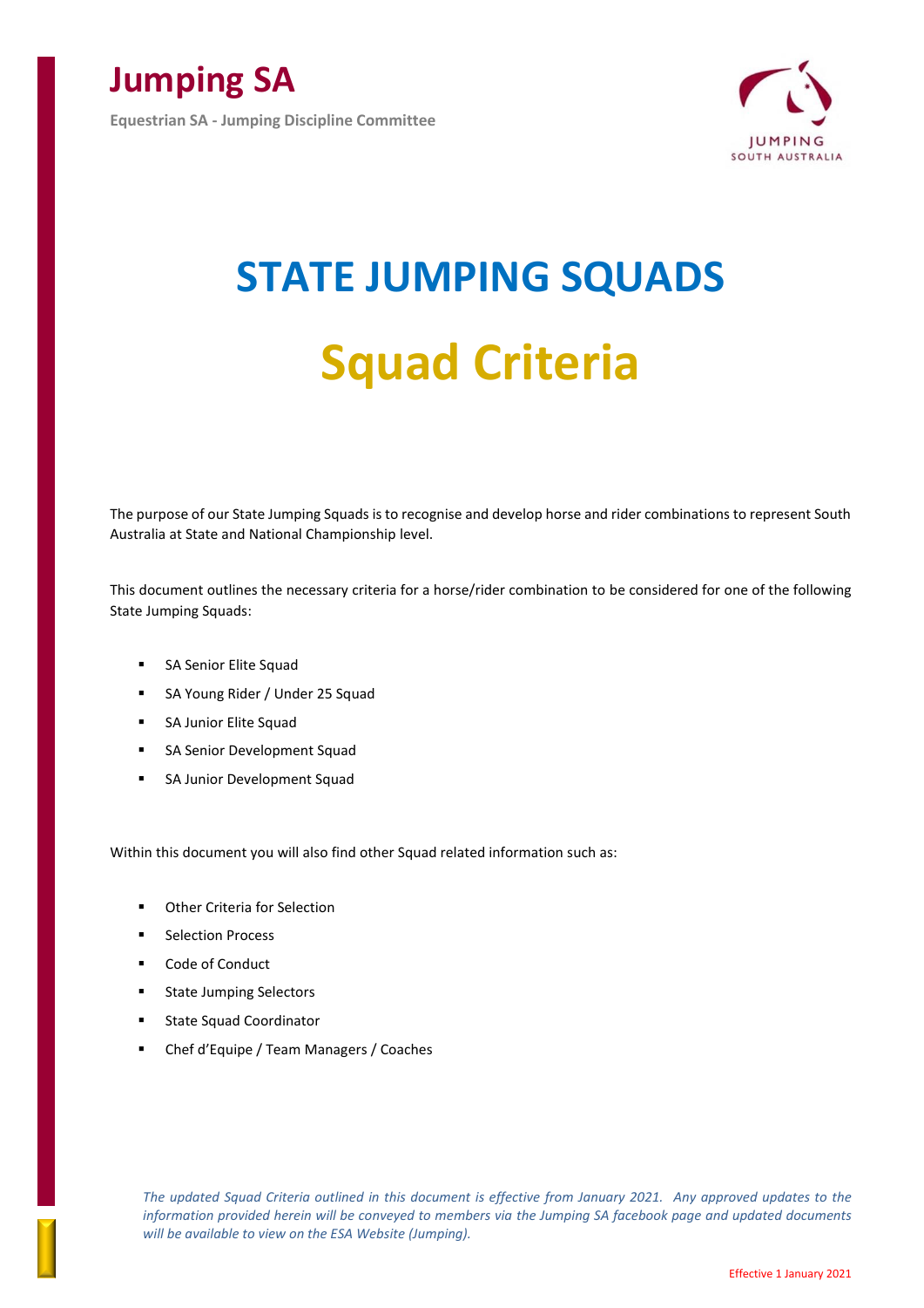# Jumping SA

Equestrian SA - Jumping Discipline Committee

# STATE JUMPING SQUADS

# Squad Criteria

The purpose of our State Jumping Squads is to recognise and develop horse and rider combinations to represent South Australia at State and National Championship level.

This document outlines the necessary criteria for a horse/rider combination to be considered for one of the following State Jumping Squads:

- SA Senior Elite Squad
- SA Young Rider / Under 25 Squad
- SA Junior Elite Squad
- SA Senior Development Squad
- SA Junior Development Squad

Within this document you will also find other Squad related information such as:

- Other Criteria for Selection
- Selection Process
- Code of Conduct
- State Jumping Selectors
- State Squad Coordinator
- Chef d'Equipe / Team Managers / Coaches

*The updated Squad Criteria outlined in this document is effective from January 2021. Any approved updates to the information provided herein will be conveyed to members via the Jumping SA facebook page and updated documents will be available to view on the ESA Website (Jumping).*

Effective 1 January 2021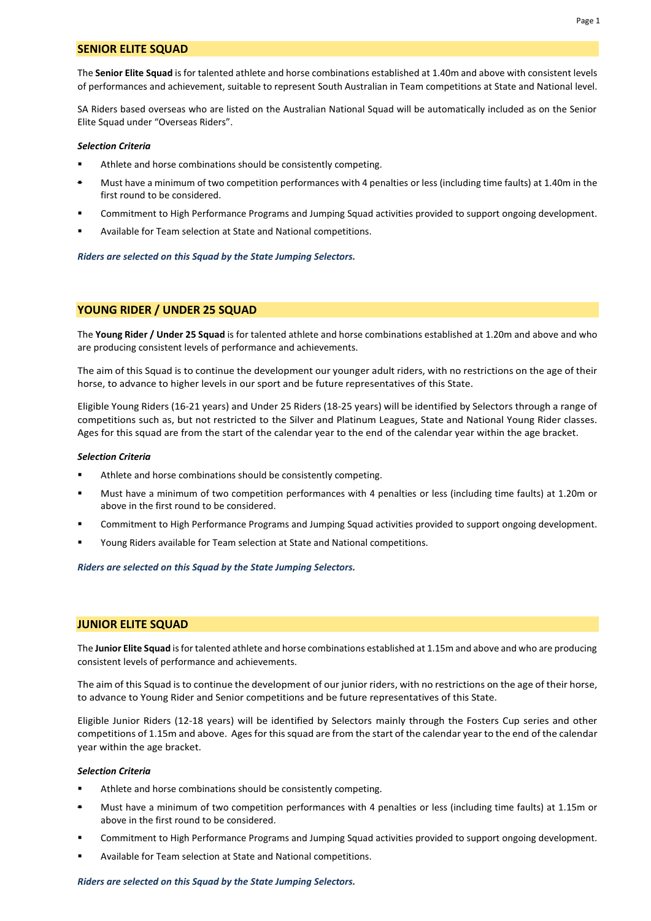## SENIOR ELITE SQUAD

The **Senior Elite Squad** is for talented athlete and horse combinations established at 1.40m and above with consistent levels of performances and achievement, suitable to represent South Australian in Team competitions at State and National level.

SA Riders based overseas who are listed on the Australian National Squad will be automatically included as on the Senior Elite Squad under "Overseas Riders".

***Selection Criteria***

- Athlete and horse combinations should be consistently competing.
- Must have a minimum of two competition performances with 4 penalties or less (including time faults) at 1.40m in the first round to be considered.
- Commitment to High Performance Programs and Jumping Squad activities provided to support ongoing development.
- Available for Team selection at State and National competitions.

***Riders are selected on this Squad by the State Jumping Selectors.***

## YOUNG RIDER / UNDER 25 SQUAD

The **Young Rider / Under 25 Squad** is for talented athlete and horse combinations established at 1.20m and above and who are producing consistent levels of performance and achievements.

The aim of this Squad is to continue the development our younger adult riders, with no restrictions on the age of their horse, to advance to higher levels in our sport and be future representatives of this State.

Eligible Young Riders (16-21 years) and Under 25 Riders (18-25 years) will be identified by Selectors through a range of competitions such as, but not restricted to the Silver and Platinum Leagues, State and National Young Rider classes. Ages for this squad are from the start of the calendar year to the end of the calendar year within the age bracket.

***Selection Criteria***

- Athlete and horse combinations should be consistently competing.
- Must have a minimum of two competition performances with 4 penalties or less (including time faults) at 1.20m or above in the first round to be considered.
- Commitment to High Performance Programs and Jumping Squad activities provided to support ongoing development.
- Young Riders available for Team selection at State and National competitions.

***Riders are selected on this Squad by the State Jumping Selectors.***

## JUNIOR ELITE SQUAD

The **Junior Elite Squad** is for talented athlete and horse combinations established at 1.15m and above and who are producing consistent levels of performance and achievements.

The aim of this Squad is to continue the development of our junior riders, with no restrictions on the age of their horse, to advance to Young Rider and Senior competitions and be future representatives of this State.

Eligible Junior Riders (12-18 years) will be identified by Selectors mainly through the Fosters Cup series and other competitions of 1.15m and above. Ages for this squad are from the start of the calendar year to the end of the calendar year within the age bracket.

***Selection Criteria***

- Athlete and horse combinations should be consistently competing.
- Must have a minimum of two competition performances with 4 penalties or less (including time faults) at 1.15m or above in the first round to be considered.
- Commitment to High Performance Programs and Jumping Squad activities provided to support ongoing development.
- Available for Team selection at State and National competitions.

***Riders are selected on this Squad by the State Jumping Selectors.***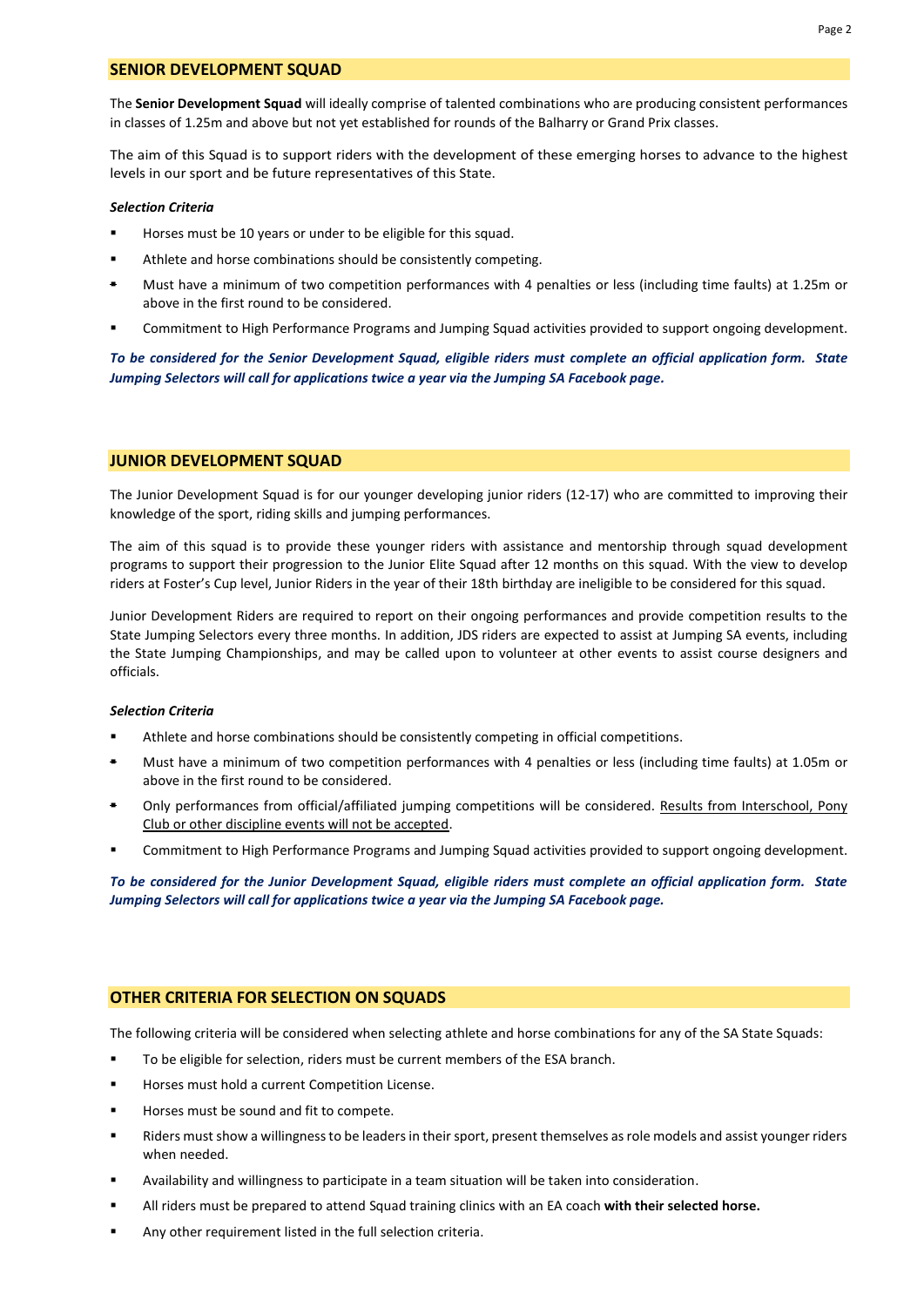## SENIOR DEVELOPMENT SQUAD

The **Senior Development Squad** will ideally comprise of talented combinations who are producing consistent performances in classes of 1.25m and above but not yet established for rounds of the Balharry or Grand Prix classes.

The aim of this Squad is to support riders with the development of these emerging horses to advance to the highest levels in our sport and be future representatives of this State.

***Selection Criteria***

- Horses must be 10 years or under to be eligible for this squad.
- Athlete and horse combinations should be consistently competing.
- Must have a minimum of two competition performances with 4 penalties or less (including time faults) at 1.25m or above in the first round to be considered.
- Commitment to High Performance Programs and Jumping Squad activities provided to support ongoing development.

***To be considered for the Senior Development Squad, eligible riders must complete an official application form. State Jumping Selectors will call for applications twice a year via the Jumping SA Facebook page.***

## JUNIOR DEVELOPMENT SQUAD

The Junior Development Squad is for our younger developing junior riders (12-17) who are committed to improving their knowledge of the sport, riding skills and jumping performances.

The aim of this squad is to provide these younger riders with assistance and mentorship through squad development programs to support their progression to the Junior Elite Squad after 12 months on this squad. With the view to develop riders at Foster's Cup level, Junior Riders in the year of their 18th birthday are ineligible to be considered for this squad.

Junior Development Riders are required to report on their ongoing performances and provide competition results to the State Jumping Selectors every three months. In addition, JDS riders are expected to assist at Jumping SA events, including the State Jumping Championships, and may be called upon to volunteer at other events to assist course designers and officials.

***Selection Criteria***

- Athlete and horse combinations should be consistently competing in official competitions.
- Must have a minimum of two competition performances with 4 penalties or less (including time faults) at 1.05m or above in the first round to be considered.
- Only performances from official/affiliated jumping competitions will be considered. Results from Interschool, Pony Club or other discipline events will not be accepted.
- Commitment to High Performance Programs and Jumping Squad activities provided to support ongoing development.

***To be considered for the Junior Development Squad, eligible riders must complete an official application form. State Jumping Selectors will call for applications twice a year via the Jumping SA Facebook page.***

## OTHER CRITERIA FOR SELECTION ON SQUADS

The following criteria will be considered when selecting athlete and horse combinations for any of the SA State Squads:

- To be eligible for selection, riders must be current members of the ESA branch.
- Horses must hold a current Competition License.
- Horses must be sound and fit to compete.
- Riders must show a willingness to be leaders in their sport, present themselves as role models and assist younger riders when needed.
- Availability and willingness to participate in a team situation will be taken into consideration.
- All riders must be prepared to attend Squad training clinics with an EA coach **with their selected horse.**
- Any other requirement listed in the full selection criteria.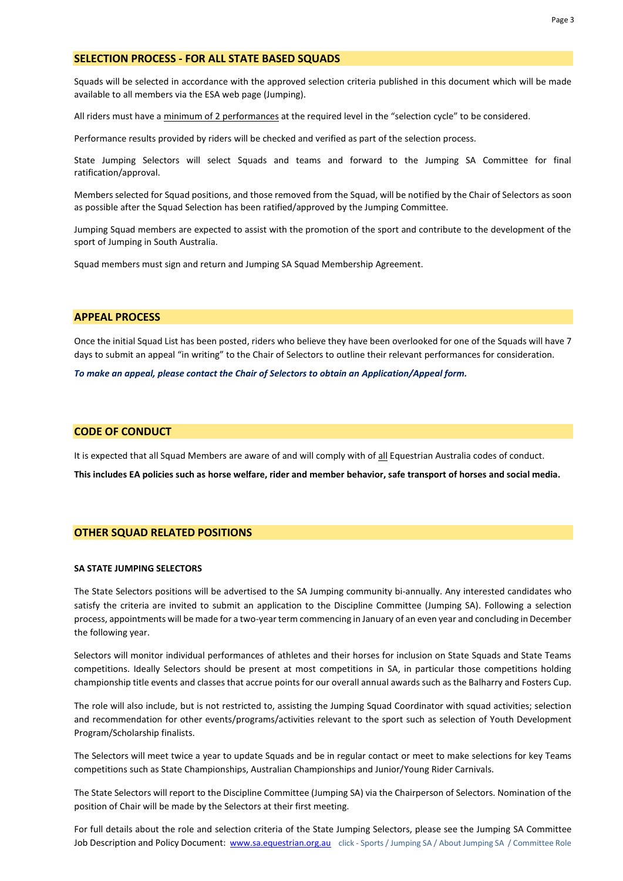## SELECTION PROCESS - FOR ALL STATE BASED SQUADS

Squads will be selected in accordance with the approved selection criteria published in this document which will be made available to all members via the ESA web page (Jumping).

All riders must have a minimum of 2 performances at the required level in the "selection cycle" to be considered.

Performance results provided by riders will be checked and verified as part of the selection process.

State Jumping Selectors will select Squads and teams and forward to the Jumping SA Committee for final ratification/approval.

Members selected for Squad positions, and those removed from the Squad, will be notified by the Chair of Selectors as soon as possible after the Squad Selection has been ratified/approved by the Jumping Committee.

Jumping Squad members are expected to assist with the promotion of the sport and contribute to the development of the sport of Jumping in South Australia.

Squad members must sign and return and Jumping SA Squad Membership Agreement.

## APPEAL PROCESS

Once the initial Squad List has been posted, riders who believe they have been overlooked for one of the Squads will have 7 days to submit an appeal "in writing" to the Chair of Selectors to outline their relevant performances for consideration.

***To make an appeal, please contact the Chair of Selectors to obtain an Application/Appeal form.***

## CODE OF CONDUCT

It is expected that all Squad Members are aware of and will comply with of all Equestrian Australia codes of conduct.

**This includes EA policies such as horse welfare, rider and member behavior, safe transport of horses and social media.**

## OTHER SQUAD RELATED POSITIONS

### SA STATE JUMPING SELECTORS

The State Selectors positions will be advertised to the SA Jumping community bi-annually. Any interested candidates who satisfy the criteria are invited to submit an application to the Discipline Committee (Jumping SA). Following a selection process, appointments will be made for a two-year term commencing in January of an even year and concluding in December the following year.

Selectors will monitor individual performances of athletes and their horses for inclusion on State Squads and State Teams competitions. Ideally Selectors should be present at most competitions in SA, in particular those competitions holding championship title events and classes that accrue points for our overall annual awards such as the Balharry and Fosters Cup.

The role will also include, but is not restricted to, assisting the Jumping Squad Coordinator with squad activities; selection and recommendation for other events/programs/activities relevant to the sport such as selection of Youth Development Program/Scholarship finalists.

The Selectors will meet twice a year to update Squads and be in regular contact or meet to make selections for key Teams competitions such as State Championships, Australian Championships and Junior/Young Rider Carnivals.

The State Selectors will report to the Discipline Committee (Jumping SA) via the Chairperson of Selectors. Nomination of the position of Chair will be made by the Selectors at their first meeting.

For full details about the role and selection criteria of the State Jumping Selectors, please see the Jumping SA Committee Job Description and Policy Document: www.sa.equestrian.org.au click - Sports / Jumping SA / About Jumping SA / Committee Role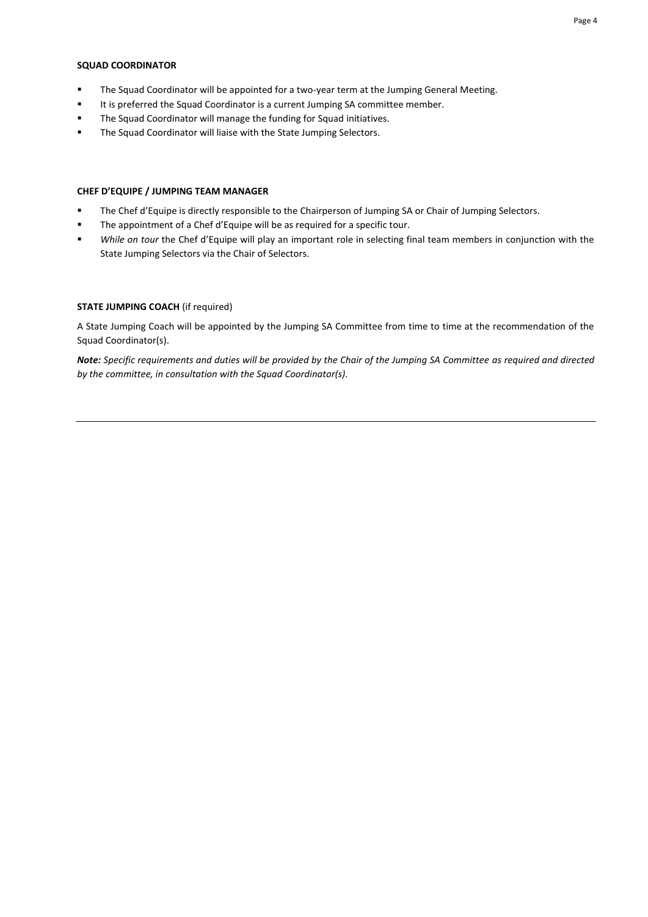**SQUAD COORDINATOR**

- The Squad Coordinator will be appointed for a two-year term at the Jumping General Meeting.
- It is preferred the Squad Coordinator is a current Jumping SA committee member.
- The Squad Coordinator will manage the funding for Squad initiatives.
- The Squad Coordinator will liaise with the State Jumping Selectors.

**CHEF D'EQUIPE / JUMPING TEAM MANAGER**

- The Chef d'Equipe is directly responsible to the Chairperson of Jumping SA or Chair of Jumping Selectors.
- The appointment of a Chef d'Equipe will be as required for a specific tour.
- *While on tour* the Chef d'Equipe will play an important role in selecting final team members in conjunction with the State Jumping Selectors via the Chair of Selectors.

**STATE JUMPING COACH** (if required)

A State Jumping Coach will be appointed by the Jumping SA Committee from time to time at the recommendation of the Squad Coordinator(s).

***Note:*** *Specific requirements and duties will be provided by the Chair of the Jumping SA Committee as required and directed by the committee, in consultation with the Squad Coordinator(s).*

---